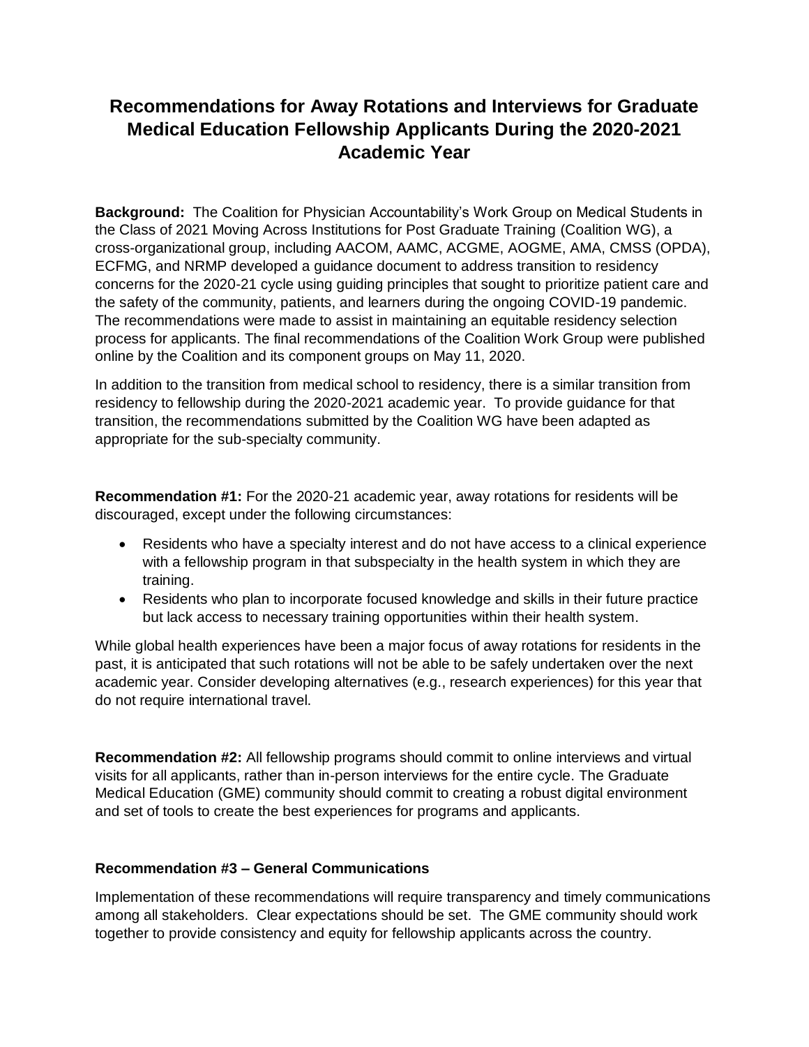# Recommendations for Away Rotations and Interviews for Graduate Medical Education Fellowship Applicants During the 2020-2021 Academic Year

**Background:** The Coalition for Physician Accountability's Work Group on Medical Students in the Class of 2021 Moving Across Institutions for Post Graduate Training (Coalition WG), a cross-organizational group, including AACOM, AAMC, ACGME, AOGME, AMA, CMSS (OPDA), ECFMG, and NRMP developed a guidance document to address transition to residency concerns for the 2020-21 cycle using guiding principles that sought to prioritize patient care and the safety of the community, patients, and learners during the ongoing COVID-19 pandemic. The recommendations were made to assist in maintaining an equitable residency selection process for applicants. The final recommendations of the Coalition Work Group were published online by the Coalition and its component groups on May 11, 2020.

In addition to the transition from medical school to residency, there is a similar transition from residency to fellowship during the 2020-2021 academic year. To provide guidance for that transition, the recommendations submitted by the Coalition WG have been adapted as appropriate for the sub-specialty community.

**Recommendation #1:** For the 2020-21 academic year, away rotations for residents will be discouraged, except under the following circumstances:

- Residents who have a specialty interest and do not have access to a clinical experience with a fellowship program in that subspecialty in the health system in which they are training.
- Residents who plan to incorporate focused knowledge and skills in their future practice but lack access to necessary training opportunities within their health system.

While global health experiences have been a major focus of away rotations for residents in the past, it is anticipated that such rotations will not be able to be safely undertaken over the next academic year. Consider developing alternatives (e.g., research experiences) for this year that do not require international travel.

**Recommendation #2:** All fellowship programs should commit to online interviews and virtual visits for all applicants, rather than in-person interviews for the entire cycle. The Graduate Medical Education (GME) community should commit to creating a robust digital environment and set of tools to create the best experiences for programs and applicants.

**Recommendation #3 – General Communications**

Implementation of these recommendations will require transparency and timely communications among all stakeholders. Clear expectations should be set. The GME community should work together to provide consistency and equity for fellowship applicants across the country.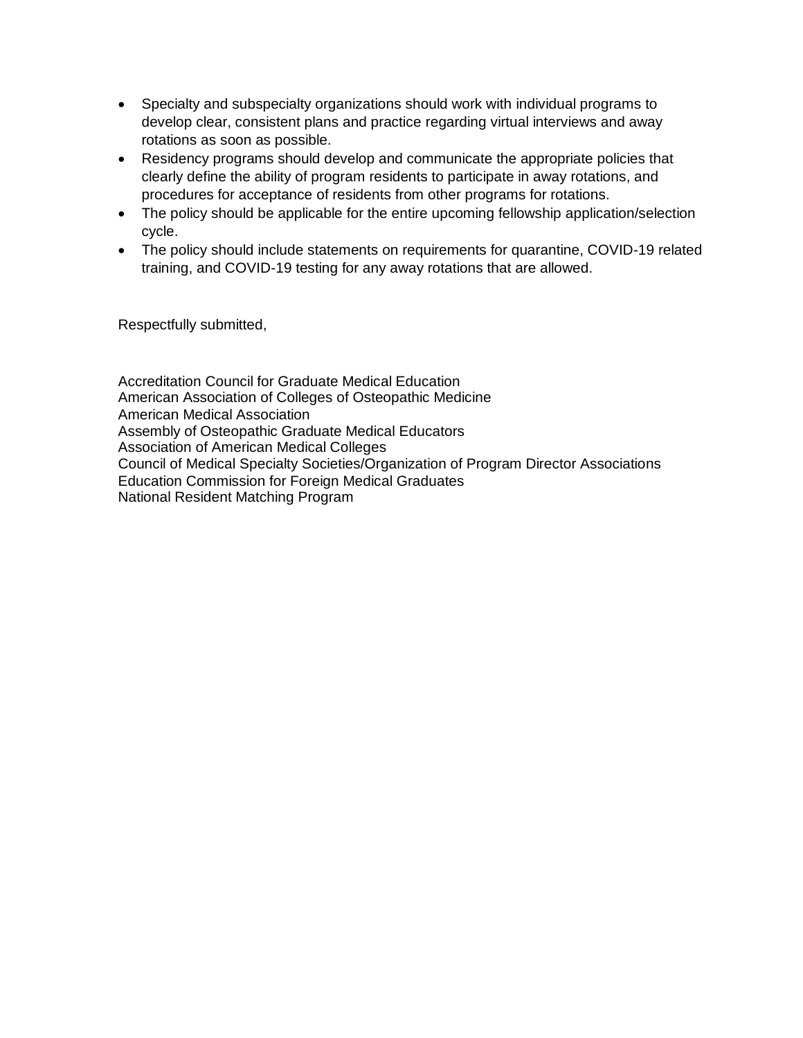- Specialty and subspecialty organizations should work with individual programs to develop clear, consistent plans and practice regarding virtual interviews and away rotations as soon as possible.
- Residency programs should develop and communicate the appropriate policies that clearly define the ability of program residents to participate in away rotations, and procedures for acceptance of residents from other programs for rotations.
- The policy should be applicable for the entire upcoming fellowship application/selection cycle.
- The policy should include statements on requirements for quarantine, COVID-19 related training, and COVID-19 testing for any away rotations that are allowed.

Respectfully submitted,

Accreditation Council for Graduate Medical Education  
American Association of Colleges of Osteopathic Medicine  
American Medical Association  
Assembly of Osteopathic Graduate Medical Educators  
Association of American Medical Colleges  
Council of Medical Specialty Societies/Organization of Program Director Associations  
Education Commission for Foreign Medical Graduates  
National Resident Matching Program